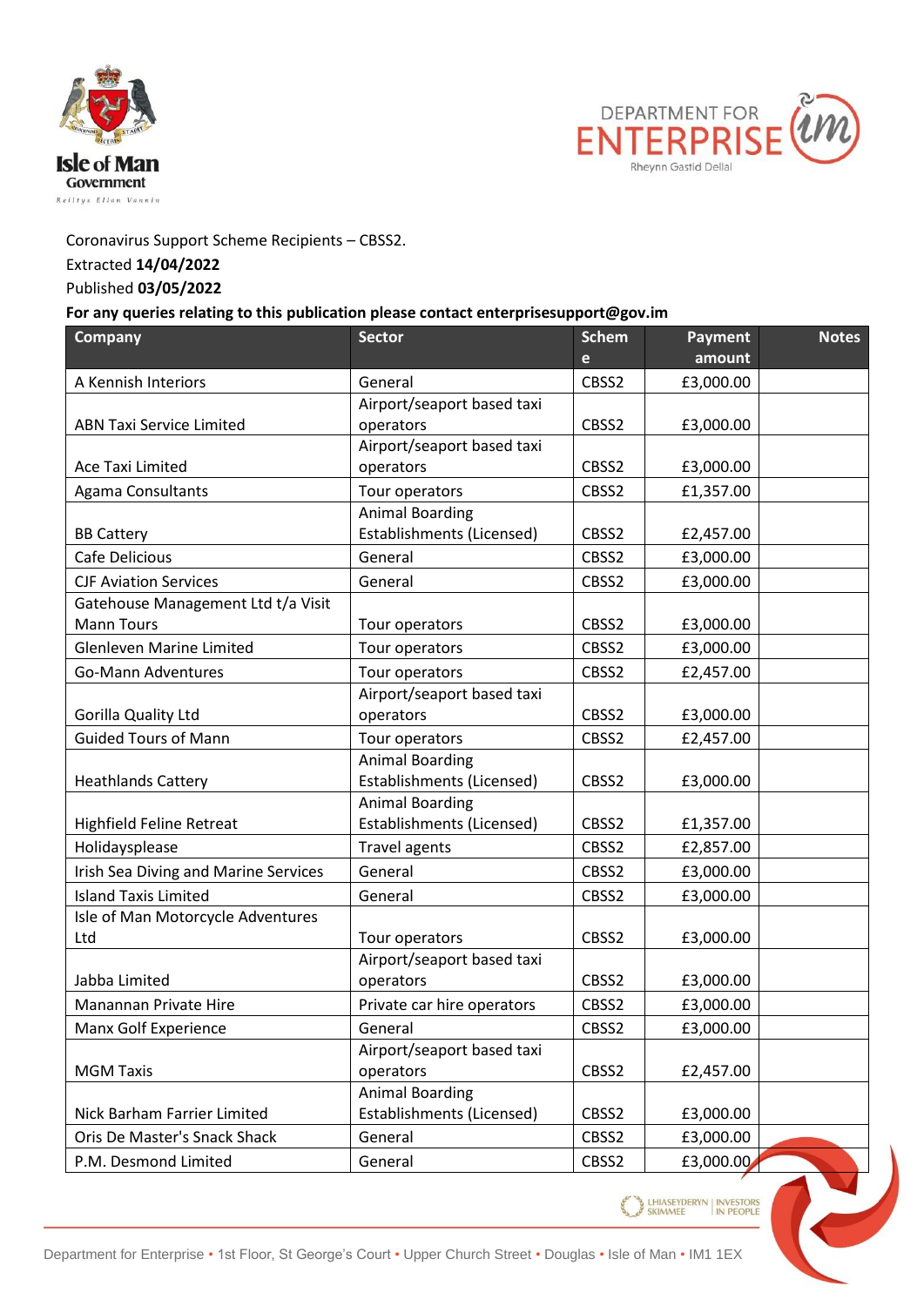Coronavirus Support Scheme Recipients – CBSS2.

Extracted **14/04/2022**

Published **03/05/2022**

**For any queries relating to this publication please contact enterprisesupport@gov.im**

| Company | Sector | Scheme | Payment amount | Notes |
|---|---|---|---|---|
| A Kennish Interiors | General | CBSS2 | £3,000.00 | |
| ABN Taxi Service Limited | Airport/seaport based taxi operators | CBSS2 | £3,000.00 | |
| Ace Taxi Limited | Airport/seaport based taxi operators | CBSS2 | £3,000.00 | |
| Agama Consultants | Tour operators | CBSS2 | £1,357.00 | |
| BB Cattery | Animal Boarding Establishments (Licensed) | CBSS2 | £2,457.00 | |
| Cafe Delicious | General | CBSS2 | £3,000.00 | |
| CJF Aviation Services | General | CBSS2 | £3,000.00 | |
| Gatehouse Management Ltd t/a Visit Mann Tours | Tour operators | CBSS2 | £3,000.00 | |
| Glenleven Marine Limited | Tour operators | CBSS2 | £3,000.00 | |
| Go-Mann Adventures | Tour operators | CBSS2 | £2,457.00 | |
| Gorilla Quality Ltd | Airport/seaport based taxi operators | CBSS2 | £3,000.00 | |
| Guided Tours of Mann | Tour operators | CBSS2 | £2,457.00 | |
| Heathlands Cattery | Animal Boarding Establishments (Licensed) | CBSS2 | £3,000.00 | |
| Highfield Feline Retreat | Animal Boarding Establishments (Licensed) | CBSS2 | £1,357.00 | |
| Holidaysplease | Travel agents | CBSS2 | £2,857.00 | |
| Irish Sea Diving and Marine Services | General | CBSS2 | £3,000.00 | |
| Island Taxis Limited | General | CBSS2 | £3,000.00 | |
| Isle of Man Motorcycle Adventures Ltd | Tour operators | CBSS2 | £3,000.00 | |
| Jabba Limited | Airport/seaport based taxi operators | CBSS2 | £3,000.00 | |
| Manannan Private Hire | Private car hire operators | CBSS2 | £3,000.00 | |
| Manx Golf Experience | General | CBSS2 | £3,000.00 | |
| MGM Taxis | Airport/seaport based taxi operators | CBSS2 | £2,457.00 | |
| Nick Barham Farrier Limited | Animal Boarding Establishments (Licensed) | CBSS2 | £3,000.00 | |
| Oris De Master's Snack Shack | General | CBSS2 | £3,000.00 | |
| P.M. Desmond Limited | General | CBSS2 | £3,000.00 | |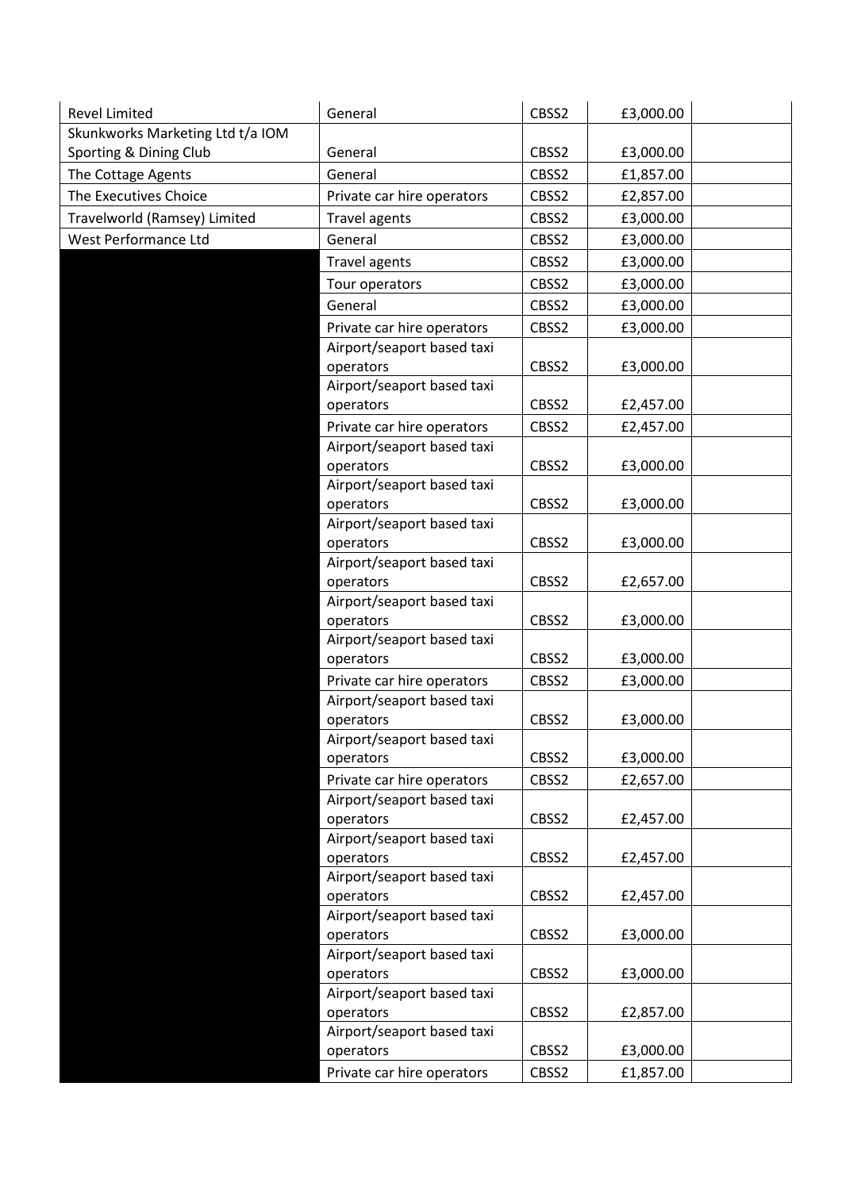| | | | | |
|---|---|---|---|---|
| Revel Limited | General | CBSS2 | £3,000.00 | |
| Skunkworks Marketing Ltd t/a IOM Sporting & Dining Club | General | CBSS2 | £3,000.00 | |
| The Cottage Agents | General | CBSS2 | £1,857.00 | |
| The Executives Choice | Private car hire operators | CBSS2 | £2,857.00 | |
| Travelworld (Ramsey) Limited | Travel agents | CBSS2 | £3,000.00 | |
| West Performance Ltd | General | CBSS2 | £3,000.00 | |
| | Travel agents | CBSS2 | £3,000.00 | |
| | Tour operators | CBSS2 | £3,000.00 | |
| | General | CBSS2 | £3,000.00 | |
| | Private car hire operators | CBSS2 | £3,000.00 | |
| | Airport/seaport based taxi operators | CBSS2 | £3,000.00 | |
| | Airport/seaport based taxi operators | CBSS2 | £2,457.00 | |
| | Private car hire operators | CBSS2 | £2,457.00 | |
| | Airport/seaport based taxi operators | CBSS2 | £3,000.00 | |
| | Airport/seaport based taxi operators | CBSS2 | £3,000.00 | |
| | Airport/seaport based taxi operators | CBSS2 | £3,000.00 | |
| | Airport/seaport based taxi operators | CBSS2 | £2,657.00 | |
| | Airport/seaport based taxi operators | CBSS2 | £3,000.00 | |
| | Airport/seaport based taxi operators | CBSS2 | £3,000.00 | |
| | Private car hire operators | CBSS2 | £3,000.00 | |
| | Airport/seaport based taxi operators | CBSS2 | £3,000.00 | |
| | Airport/seaport based taxi operators | CBSS2 | £3,000.00 | |
| | Private car hire operators | CBSS2 | £2,657.00 | |
| | Airport/seaport based taxi operators | CBSS2 | £2,457.00 | |
| | Airport/seaport based taxi operators | CBSS2 | £2,457.00 | |
| | Airport/seaport based taxi operators | CBSS2 | £2,457.00 | |
| | Airport/seaport based taxi operators | CBSS2 | £3,000.00 | |
| | Airport/seaport based taxi operators | CBSS2 | £3,000.00 | |
| | Airport/seaport based taxi operators | CBSS2 | £2,857.00 | |
| | Airport/seaport based taxi operators | CBSS2 | £3,000.00 | |
| | Private car hire operators | CBSS2 | £1,857.00 | |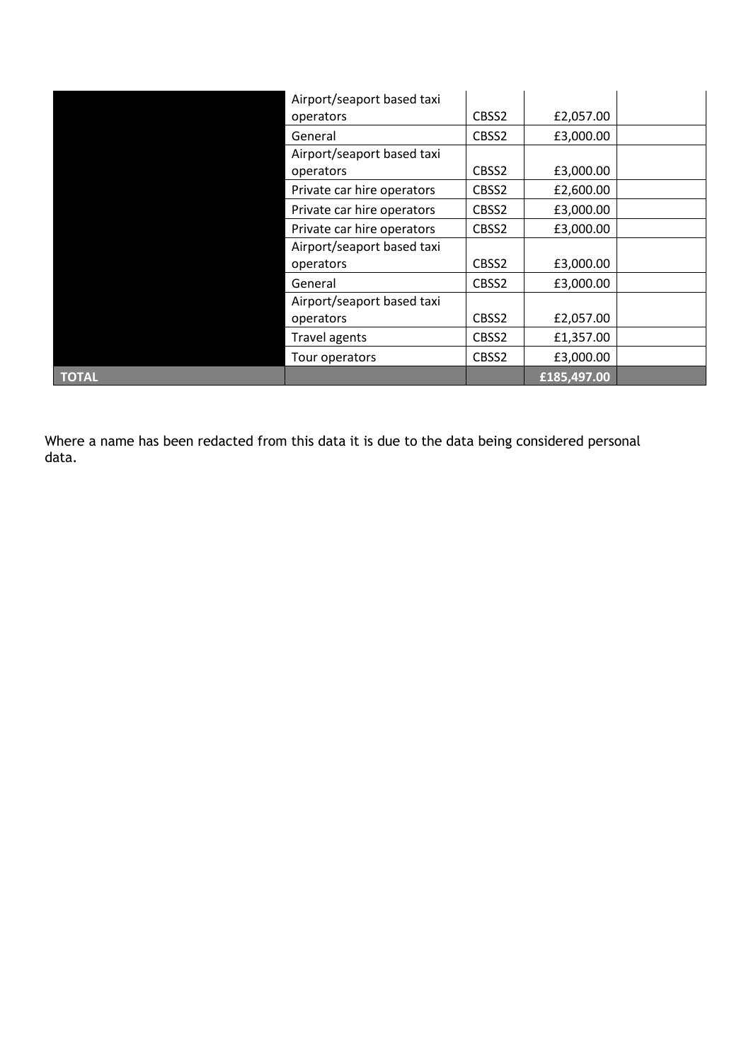| | | | | |
|---|---|---|---|---|
| | Airport/seaport based taxi operators | CBSS2 | £2,057.00 | |
| | General | CBSS2 | £3,000.00 | |
| | Airport/seaport based taxi operators | CBSS2 | £3,000.00 | |
| | Private car hire operators | CBSS2 | £2,600.00 | |
| | Private car hire operators | CBSS2 | £3,000.00 | |
| | Private car hire operators | CBSS2 | £3,000.00 | |
| | Airport/seaport based taxi operators | CBSS2 | £3,000.00 | |
| | General | CBSS2 | £3,000.00 | |
| | Airport/seaport based taxi operators | CBSS2 | £2,057.00 | |
| | Travel agents | CBSS2 | £1,357.00 | |
| | Tour operators | CBSS2 | £3,000.00 | |
| **TOTAL** | | | **£185,497.00** | |

Where a name has been redacted from this data it is due to the data being considered personal data.